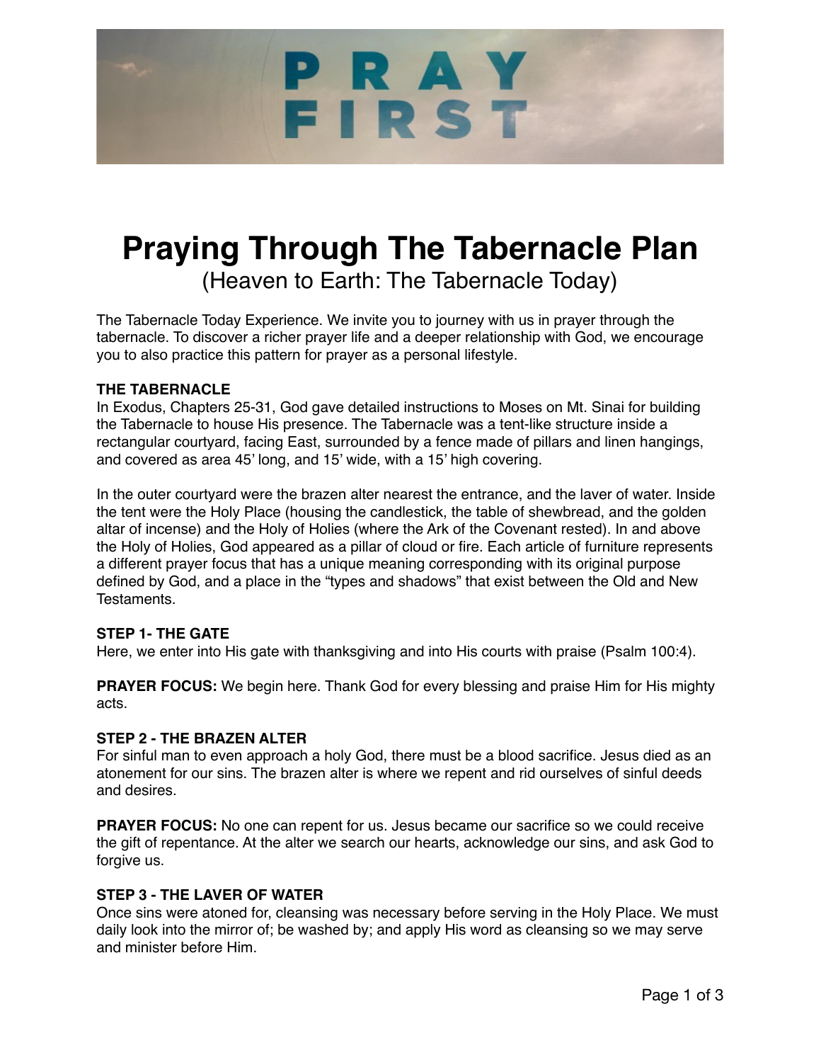PRAY FIRST

# Praying Through The Tabernacle Plan

(Heaven to Earth: The Tabernacle Today)

The Tabernacle Today Experience. We invite you to journey with us in prayer through the tabernacle. To discover a richer prayer life and a deeper relationship with God, we encourage you to also practice this pattern for prayer as a personal lifestyle.

**THE TABERNACLE**
In Exodus, Chapters 25-31, God gave detailed instructions to Moses on Mt. Sinai for building the Tabernacle to house His presence. The Tabernacle was a tent-like structure inside a rectangular courtyard, facing East, surrounded by a fence made of pillars and linen hangings, and covered as area 45' long, and 15' wide, with a 15' high covering.

In the outer courtyard were the brazen alter nearest the entrance, and the laver of water. Inside the tent were the Holy Place (housing the candlestick, the table of shewbread, and the golden altar of incense) and the Holy of Holies (where the Ark of the Covenant rested). In and above the Holy of Holies, God appeared as a pillar of cloud or fire. Each article of furniture represents a different prayer focus that has a unique meaning corresponding with its original purpose defined by God, and a place in the "types and shadows" that exist between the Old and New Testaments.

**STEP 1- THE GATE**
Here, we enter into His gate with thanksgiving and into His courts with praise (Psalm 100:4).

**PRAYER FOCUS:** We begin here. Thank God for every blessing and praise Him for His mighty acts.

**STEP 2 - THE BRAZEN ALTER**
For sinful man to even approach a holy God, there must be a blood sacrifice. Jesus died as an atonement for our sins. The brazen alter is where we repent and rid ourselves of sinful deeds and desires.

**PRAYER FOCUS:** No one can repent for us. Jesus became our sacrifice so we could receive the gift of repentance. At the alter we search our hearts, acknowledge our sins, and ask God to forgive us.

**STEP 3 - THE LAVER OF WATER**
Once sins were atoned for, cleansing was necessary before serving in the Holy Place. We must daily look into the mirror of; be washed by; and apply His word as cleansing so we may serve and minister before Him.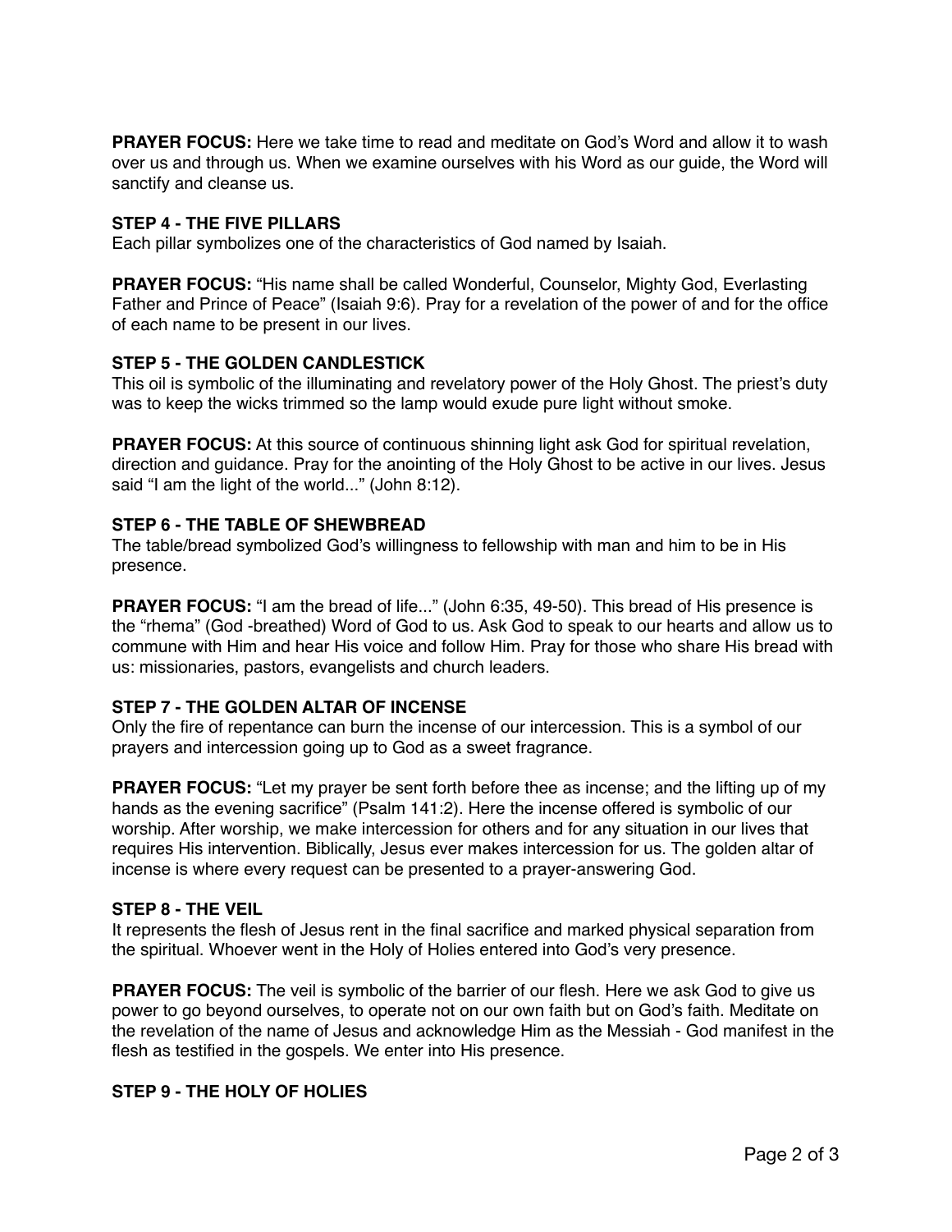**PRAYER FOCUS:** Here we take time to read and meditate on God's Word and allow it to wash over us and through us. When we examine ourselves with his Word as our guide, the Word will sanctify and cleanse us.

**STEP 4 - THE FIVE PILLARS**

Each pillar symbolizes one of the characteristics of God named by Isaiah.

**PRAYER FOCUS:** "His name shall be called Wonderful, Counselor, Mighty God, Everlasting Father and Prince of Peace" (Isaiah 9:6). Pray for a revelation of the power of and for the office of each name to be present in our lives.

**STEP 5 - THE GOLDEN CANDLESTICK**

This oil is symbolic of the illuminating and revelatory power of the Holy Ghost. The priest's duty was to keep the wicks trimmed so the lamp would exude pure light without smoke.

**PRAYER FOCUS:** At this source of continuous shinning light ask God for spiritual revelation, direction and guidance. Pray for the anointing of the Holy Ghost to be active in our lives. Jesus said "I am the light of the world..." (John 8:12).

**STEP 6 - THE TABLE OF SHEWBREAD**

The table/bread symbolized God's willingness to fellowship with man and him to be in His presence.

**PRAYER FOCUS:** "I am the bread of life..." (John 6:35, 49-50). This bread of His presence is the "rhema" (God -breathed) Word of God to us. Ask God to speak to our hearts and allow us to commune with Him and hear His voice and follow Him. Pray for those who share His bread with us: missionaries, pastors, evangelists and church leaders.

**STEP 7 - THE GOLDEN ALTAR OF INCENSE**

Only the fire of repentance can burn the incense of our intercession. This is a symbol of our prayers and intercession going up to God as a sweet fragrance.

**PRAYER FOCUS:** "Let my prayer be sent forth before thee as incense; and the lifting up of my hands as the evening sacrifice" (Psalm 141:2). Here the incense offered is symbolic of our worship. After worship, we make intercession for others and for any situation in our lives that requires His intervention. Biblically, Jesus ever makes intercession for us. The golden altar of incense is where every request can be presented to a prayer-answering God.

**STEP 8 - THE VEIL**

It represents the flesh of Jesus rent in the final sacrifice and marked physical separation from the spiritual. Whoever went in the Holy of Holies entered into God's very presence.

**PRAYER FOCUS:** The veil is symbolic of the barrier of our flesh. Here we ask God to give us power to go beyond ourselves, to operate not on our own faith but on God's faith. Meditate on the revelation of the name of Jesus and acknowledge Him as the Messiah - God manifest in the flesh as testified in the gospels. We enter into His presence.

**STEP 9 - THE HOLY OF HOLIES**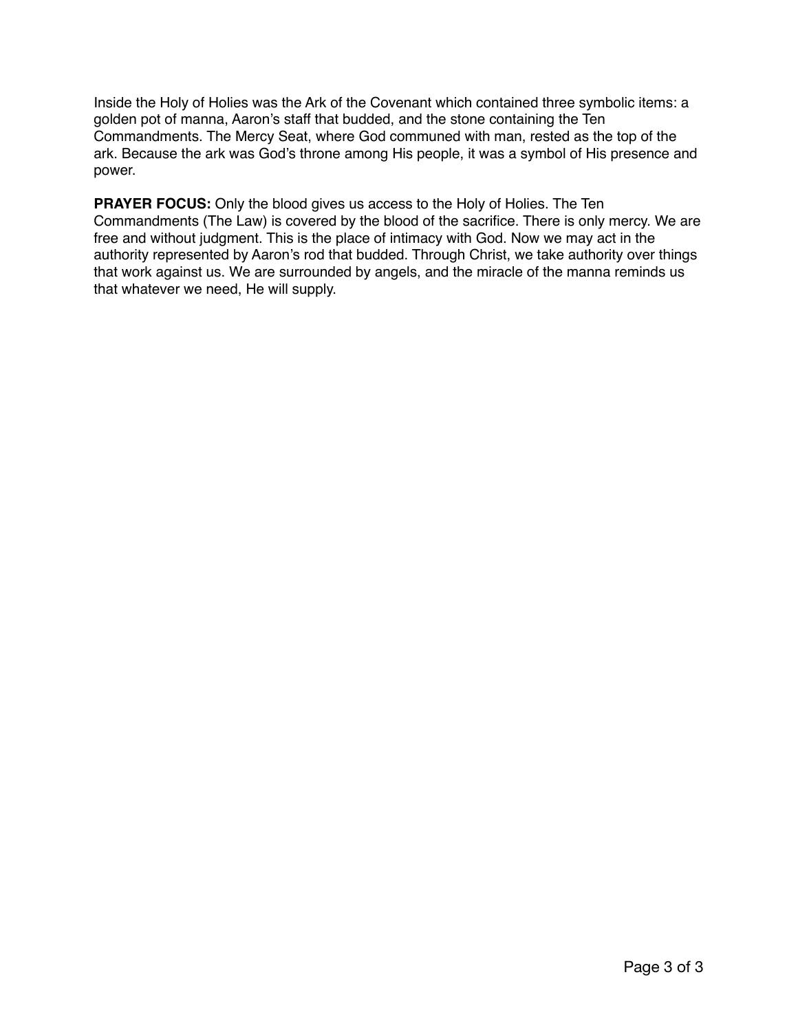Inside the Holy of Holies was the Ark of the Covenant which contained three symbolic items: a golden pot of manna, Aaron's staff that budded, and the stone containing the Ten Commandments. The Mercy Seat, where God communed with man, rested as the top of the ark. Because the ark was God's throne among His people, it was a symbol of His presence and power.

**PRAYER FOCUS:** Only the blood gives us access to the Holy of Holies. The Ten Commandments (The Law) is covered by the blood of the sacrifice. There is only mercy. We are free and without judgment. This is the place of intimacy with God. Now we may act in the authority represented by Aaron's rod that budded. Through Christ, we take authority over things that work against us. We are surrounded by angels, and the miracle of the manna reminds us that whatever we need, He will supply.